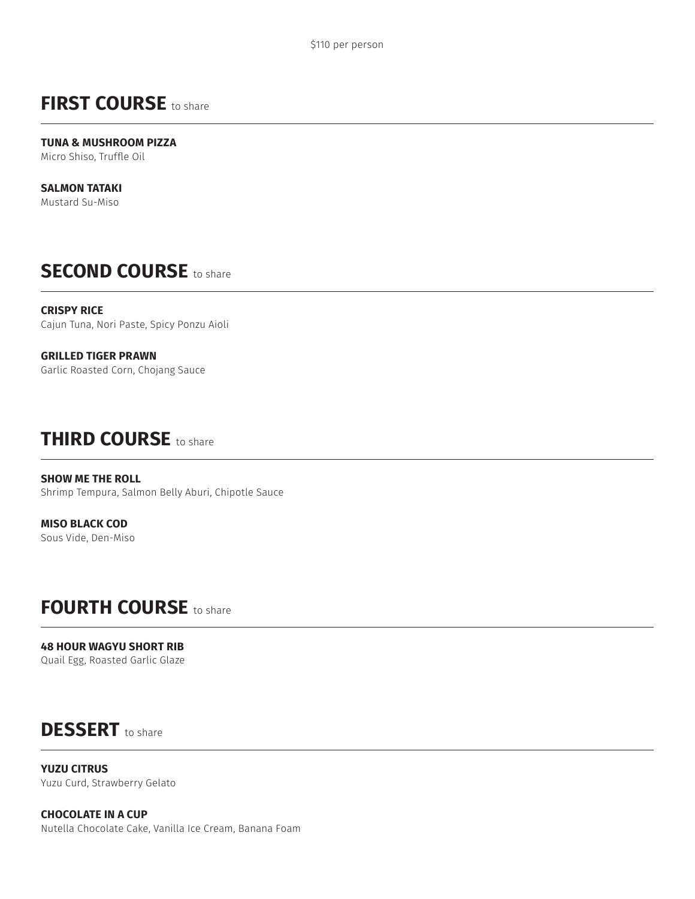$110 per person

## FIRST COURSE to share

**TUNA & MUSHROOM PIZZA**
Micro Shiso, Truffle Oil

**SALMON TATAKI**
Mustard Su-Miso

## SECOND COURSE to share

**CRISPY RICE**
Cajun Tuna, Nori Paste, Spicy Ponzu Aioli

**GRILLED TIGER PRAWN**
Garlic Roasted Corn, Chojang Sauce

## THIRD COURSE to share

**SHOW ME THE ROLL**
Shrimp Tempura, Salmon Belly Aburi, Chipotle Sauce

**MISO BLACK COD**
Sous Vide, Den-Miso

## FOURTH COURSE to share

**48 HOUR WAGYU SHORT RIB**
Quail Egg, Roasted Garlic Glaze

## DESSERT to share

**YUZU CITRUS**
Yuzu Curd, Strawberry Gelato

**CHOCOLATE IN A CUP**
Nutella Chocolate Cake, Vanilla Ice Cream, Banana Foam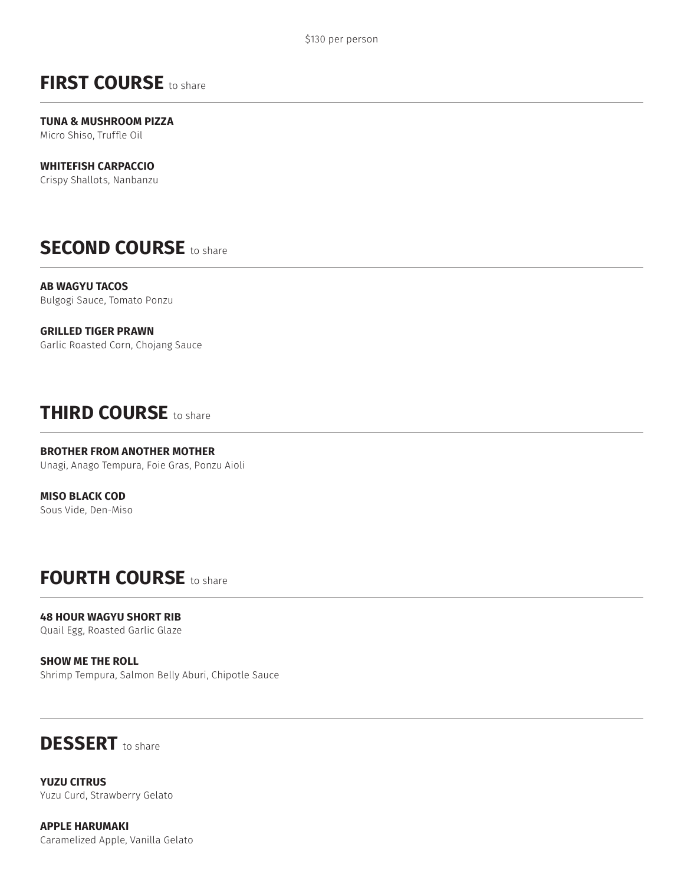$130 per person

## FIRST COURSE to share

**TUNA & MUSHROOM PIZZA**
Micro Shiso, Truffle Oil

**WHITEFISH CARPACCIO**
Crispy Shallots, Nanbanzu

## SECOND COURSE to share

**AB WAGYU TACOS**
Bulgogi Sauce, Tomato Ponzu

**GRILLED TIGER PRAWN**
Garlic Roasted Corn, Chojang Sauce

## THIRD COURSE to share

**BROTHER FROM ANOTHER MOTHER**
Unagi, Anago Tempura, Foie Gras, Ponzu Aioli

**MISO BLACK COD**
Sous Vide, Den-Miso

## FOURTH COURSE to share

**48 HOUR WAGYU SHORT RIB**
Quail Egg, Roasted Garlic Glaze

**SHOW ME THE ROLL**
Shrimp Tempura, Salmon Belly Aburi, Chipotle Sauce

## DESSERT to share

**YUZU CITRUS**
Yuzu Curd, Strawberry Gelato

**APPLE HARUMAKI**
Caramelized Apple, Vanilla Gelato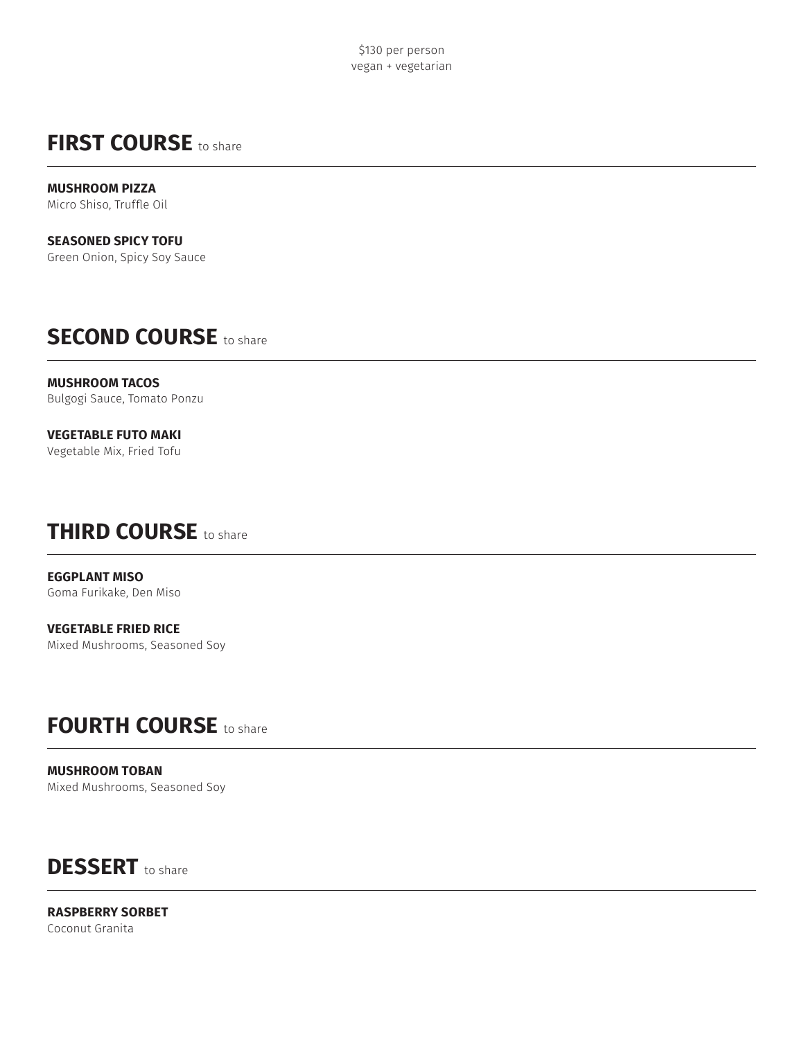$130 per person
vegan + vegetarian

## FIRST COURSE to share

**MUSHROOM PIZZA**
Micro Shiso, Truffle Oil

**SEASONED SPICY TOFU**
Green Onion, Spicy Soy Sauce

## SECOND COURSE to share

**MUSHROOM TACOS**
Bulgogi Sauce, Tomato Ponzu

**VEGETABLE FUTO MAKI**
Vegetable Mix, Fried Tofu

## THIRD COURSE to share

**EGGPLANT MISO**
Goma Furikake, Den Miso

**VEGETABLE FRIED RICE**
Mixed Mushrooms, Seasoned Soy

## FOURTH COURSE to share

**MUSHROOM TOBAN**
Mixed Mushrooms, Seasoned Soy

## DESSERT to share

**RASPBERRY SORBET**
Coconut Granita